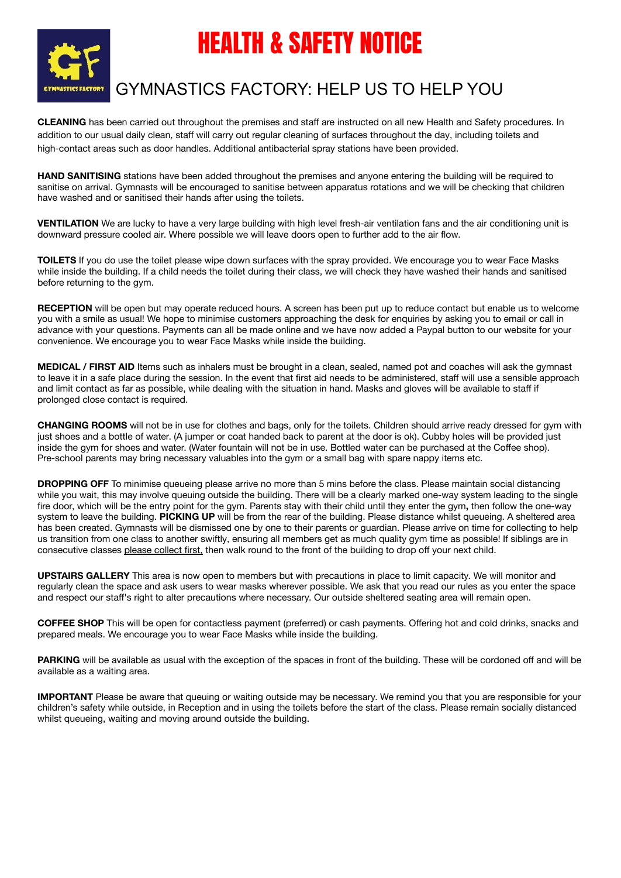# HEALTH & SAFETY NOTICE

## GYMNASTICS FACTORY: HELP US TO HELP YOU

**CLEANING** has been carried out throughout the premises and staff are instructed on all new Health and Safety procedures. In addition to our usual daily clean, staff will carry out regular cleaning of surfaces throughout the day, including toilets and high-contact areas such as door handles. Additional antibacterial spray stations have been provided.

**HAND SANITISING** stations have been added throughout the premises and anyone entering the building will be required to sanitise on arrival. Gymnasts will be encouraged to sanitise between apparatus rotations and we will be checking that children have washed and or sanitised their hands after using the toilets.

**VENTILATION** We are lucky to have a very large building with high level fresh-air ventilation fans and the air conditioning unit is downward pressure cooled air. Where possible we will leave doors open to further add to the air flow.

**TOILETS** If you do use the toilet please wipe down surfaces with the spray provided. We encourage you to wear Face Masks while inside the building. If a child needs the toilet during their class, we will check they have washed their hands and sanitised before returning to the gym.

**RECEPTION** will be open but may operate reduced hours. A screen has been put up to reduce contact but enable us to welcome you with a smile as usual! We hope to minimise customers approaching the desk for enquiries by asking you to email or call in advance with your questions. Payments can all be made online and we have now added a Paypal button to our website for your convenience. We encourage you to wear Face Masks while inside the building.

**MEDICAL / FIRST AID** Items such as inhalers must be brought in a clean, sealed, named pot and coaches will ask the gymnast to leave it in a safe place during the session. In the event that first aid needs to be administered, staff will use a sensible approach and limit contact as far as possible, while dealing with the situation in hand. Masks and gloves will be available to staff if prolonged close contact is required.

**CHANGING ROOMS** will not be in use for clothes and bags, only for the toilets. Children should arrive ready dressed for gym with just shoes and a bottle of water. (A jumper or coat handed back to parent at the door is ok). Cubby holes will be provided just inside the gym for shoes and water. (Water fountain will not be in use. Bottled water can be purchased at the Coffee shop). Pre-school parents may bring necessary valuables into the gym or a small bag with spare nappy items etc.

**DROPPING OFF** To minimise queueing please arrive no more than 5 mins before the class. Please maintain social distancing while you wait, this may involve queuing outside the building. There will be a clearly marked one-way system leading to the single fire door, which will be the entry point for the gym. Parents stay with their child until they enter the gym**,** then follow the one-way system to leave the building. **PICKING UP** will be from the rear of the building. Please distance whilst queueing. A sheltered area has been created. Gymnasts will be dismissed one by one to their parents or guardian. Please arrive on time for collecting to help us transition from one class to another swiftly, ensuring all members get as much quality gym time as possible! If siblings are in consecutive classes please collect first, then walk round to the front of the building to drop off your next child.

**UPSTAIRS GALLERY** This area is now open to members but with precautions in place to limit capacity. We will monitor and regularly clean the space and ask users to wear masks wherever possible. We ask that you read our rules as you enter the space and respect our staff's right to alter precautions where necessary. Our outside sheltered seating area will remain open.

**COFFEE SHOP** This will be open for contactless payment (preferred) or cash payments. Offering hot and cold drinks, snacks and prepared meals. We encourage you to wear Face Masks while inside the building.

**PARKING** will be available as usual with the exception of the spaces in front of the building. These will be cordoned off and will be available as a waiting area.

**IMPORTANT** Please be aware that queuing or waiting outside may be necessary. We remind you that you are responsible for your children's safety while outside, in Reception and in using the toilets before the start of the class. Please remain socially distanced whilst queueing, waiting and moving around outside the building.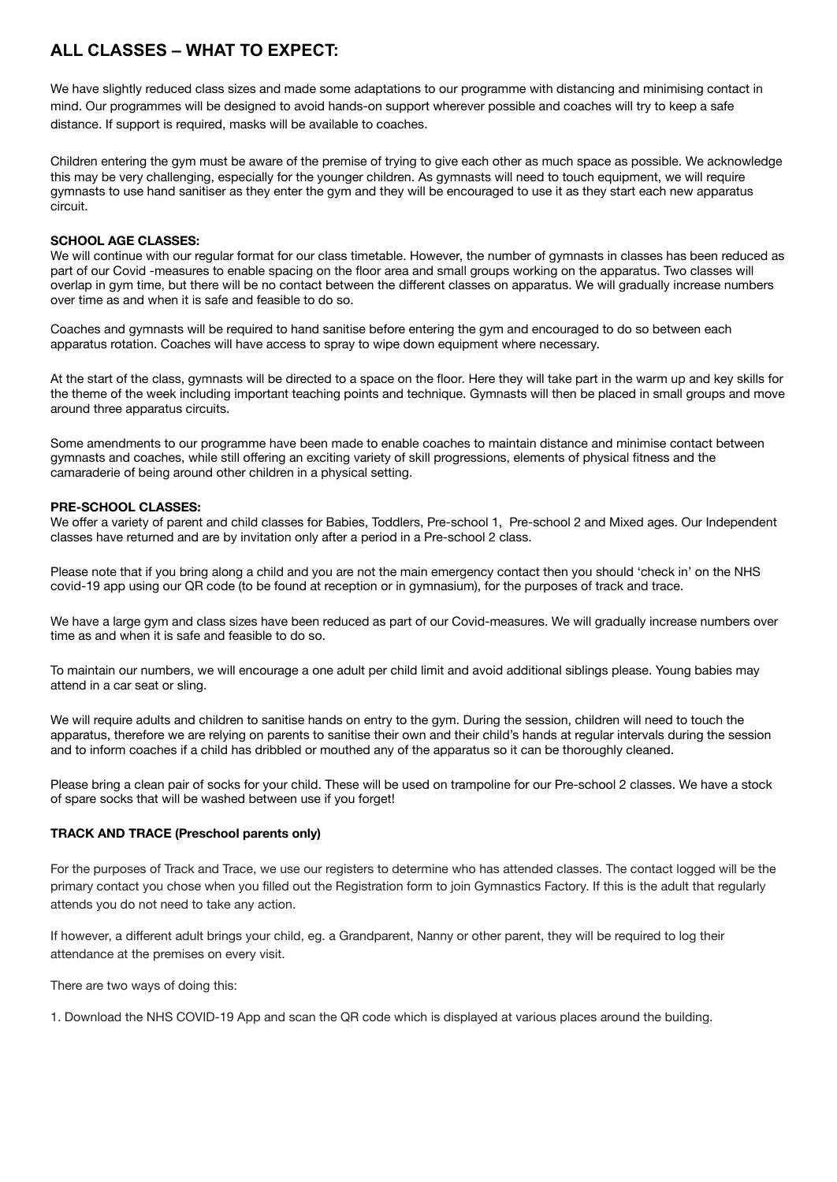## ALL CLASSES – WHAT TO EXPECT:

We have slightly reduced class sizes and made some adaptations to our programme with distancing and minimising contact in mind. Our programmes will be designed to avoid hands-on support wherever possible and coaches will try to keep a safe distance. If support is required, masks will be available to coaches.

Children entering the gym must be aware of the premise of trying to give each other as much space as possible. We acknowledge this may be very challenging, especially for the younger children. As gymnasts will need to touch equipment, we will require gymnasts to use hand sanitiser as they enter the gym and they will be encouraged to use it as they start each new apparatus circuit.

**SCHOOL AGE CLASSES:**

We will continue with our regular format for our class timetable. However, the number of gymnasts in classes has been reduced as part of our Covid -measures to enable spacing on the floor area and small groups working on the apparatus. Two classes will overlap in gym time, but there will be no contact between the different classes on apparatus. We will gradually increase numbers over time as and when it is safe and feasible to do so.

Coaches and gymnasts will be required to hand sanitise before entering the gym and encouraged to do so between each apparatus rotation. Coaches will have access to spray to wipe down equipment where necessary.

At the start of the class, gymnasts will be directed to a space on the floor. Here they will take part in the warm up and key skills for the theme of the week including important teaching points and technique. Gymnasts will then be placed in small groups and move around three apparatus circuits.

Some amendments to our programme have been made to enable coaches to maintain distance and minimise contact between gymnasts and coaches, while still offering an exciting variety of skill progressions, elements of physical fitness and the camaraderie of being around other children in a physical setting.

**PRE-SCHOOL CLASSES:**

We offer a variety of parent and child classes for Babies, Toddlers, Pre-school 1, Pre-school 2 and Mixed ages. Our Independent classes have returned and are by invitation only after a period in a Pre-school 2 class.

Please note that if you bring along a child and you are not the main emergency contact then you should 'check in' on the NHS covid-19 app using our QR code (to be found at reception or in gymnasium), for the purposes of track and trace.

We have a large gym and class sizes have been reduced as part of our Covid-measures. We will gradually increase numbers over time as and when it is safe and feasible to do so.

To maintain our numbers, we will encourage a one adult per child limit and avoid additional siblings please. Young babies may attend in a car seat or sling.

We will require adults and children to sanitise hands on entry to the gym. During the session, children will need to touch the apparatus, therefore we are relying on parents to sanitise their own and their child's hands at regular intervals during the session and to inform coaches if a child has dribbled or mouthed any of the apparatus so it can be thoroughly cleaned.

Please bring a clean pair of socks for your child. These will be used on trampoline for our Pre-school 2 classes. We have a stock of spare socks that will be washed between use if you forget!

**TRACK AND TRACE (Preschool parents only)**

For the purposes of Track and Trace, we use our registers to determine who has attended classes. The contact logged will be the primary contact you chose when you filled out the Registration form to join Gymnastics Factory. If this is the adult that regularly attends you do not need to take any action.

If however, a different adult brings your child, eg. a Grandparent, Nanny or other parent, they will be required to log their attendance at the premises on every visit.

There are two ways of doing this:

1. Download the NHS COVID-19 App and scan the QR code which is displayed at various places around the building.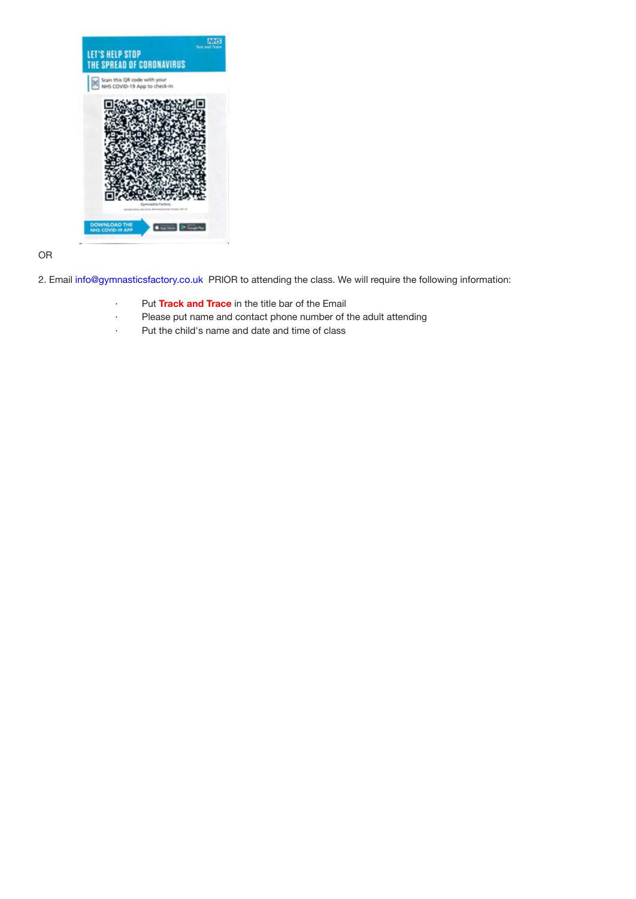LET'S HELP STOP THE SPREAD OF CORONAVIRUS

NHS Test and Trace

Scan this QR code with your NHS COVID-19 App to check-in

Gymnastics Factory

DOWNLOAD THE NHS COVID-19 APP

OR

2. Email info@gymnasticsfactory.co.uk PRIOR to attending the class. We will require the following information:

- Put **Track and Trace** in the title bar of the Email
- Please put name and contact phone number of the adult attending
- Put the child's name and date and time of class